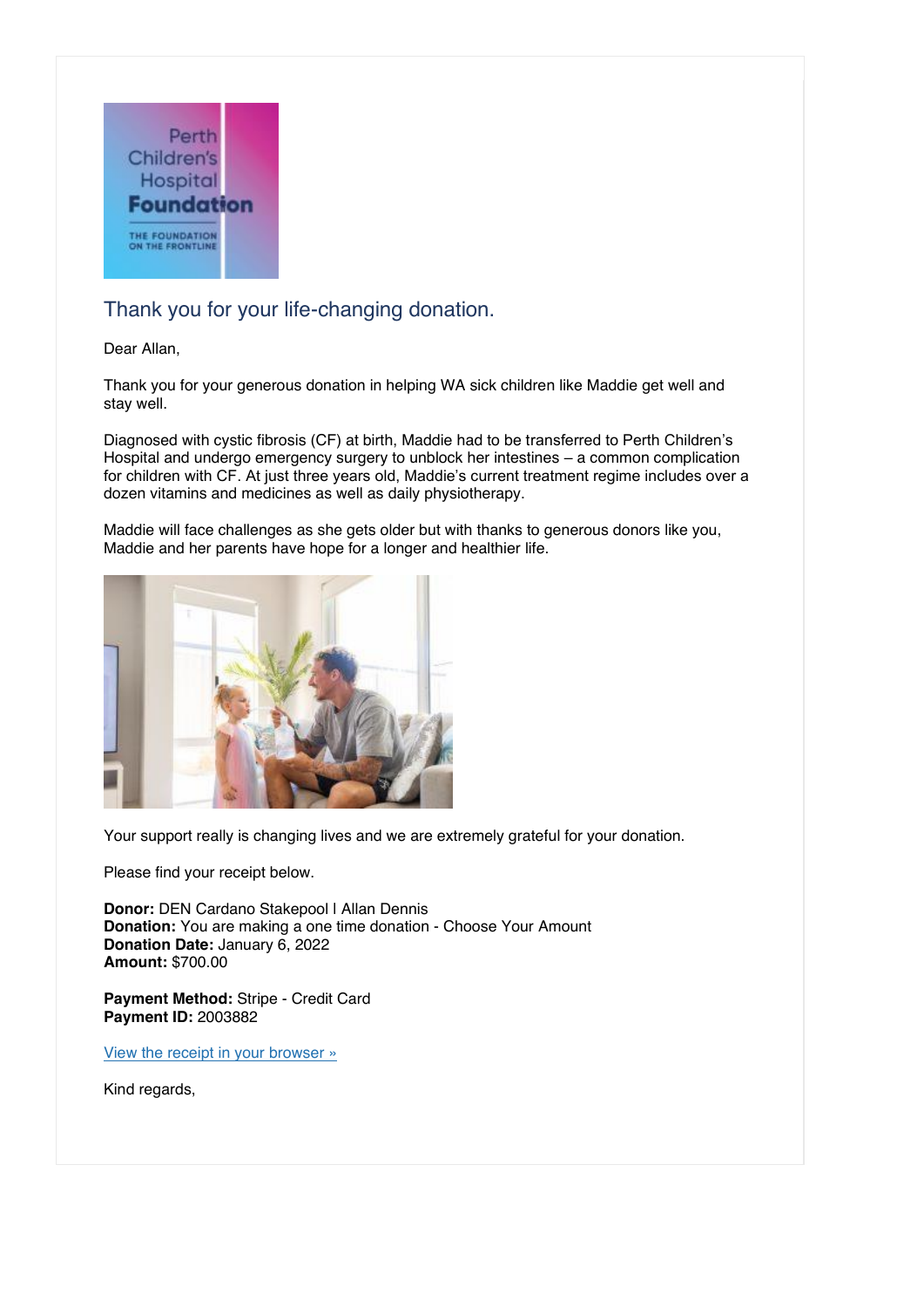## Thank you for your life-changing donation.

Dear Allan,

Thank you for your generous donation in helping WA sick children like Maddie get well and stay well.

Diagnosed with cystic fibrosis (CF) at birth, Maddie had to be transferred to Perth Children's Hospital and undergo emergency surgery to unblock her intestines – a common complication for children with CF. At just three years old, Maddie's current treatment regime includes over a dozen vitamins and medicines as well as daily physiotherapy.

Maddie will face challenges as she gets older but with thanks to generous donors like you, Maddie and her parents have hope for a longer and healthier life.

Your support really is changing lives and we are extremely grateful for your donation.

Please find your receipt below.

**Donor:** DEN Cardano Stakepool | Allan Dennis
**Donation:** You are making a one time donation - Choose Your Amount
**Donation Date:** January 6, 2022
**Amount:** $700.00

**Payment Method:** Stripe - Credit Card
**Payment ID:** 2003882

View the receipt in your browser »

Kind regards,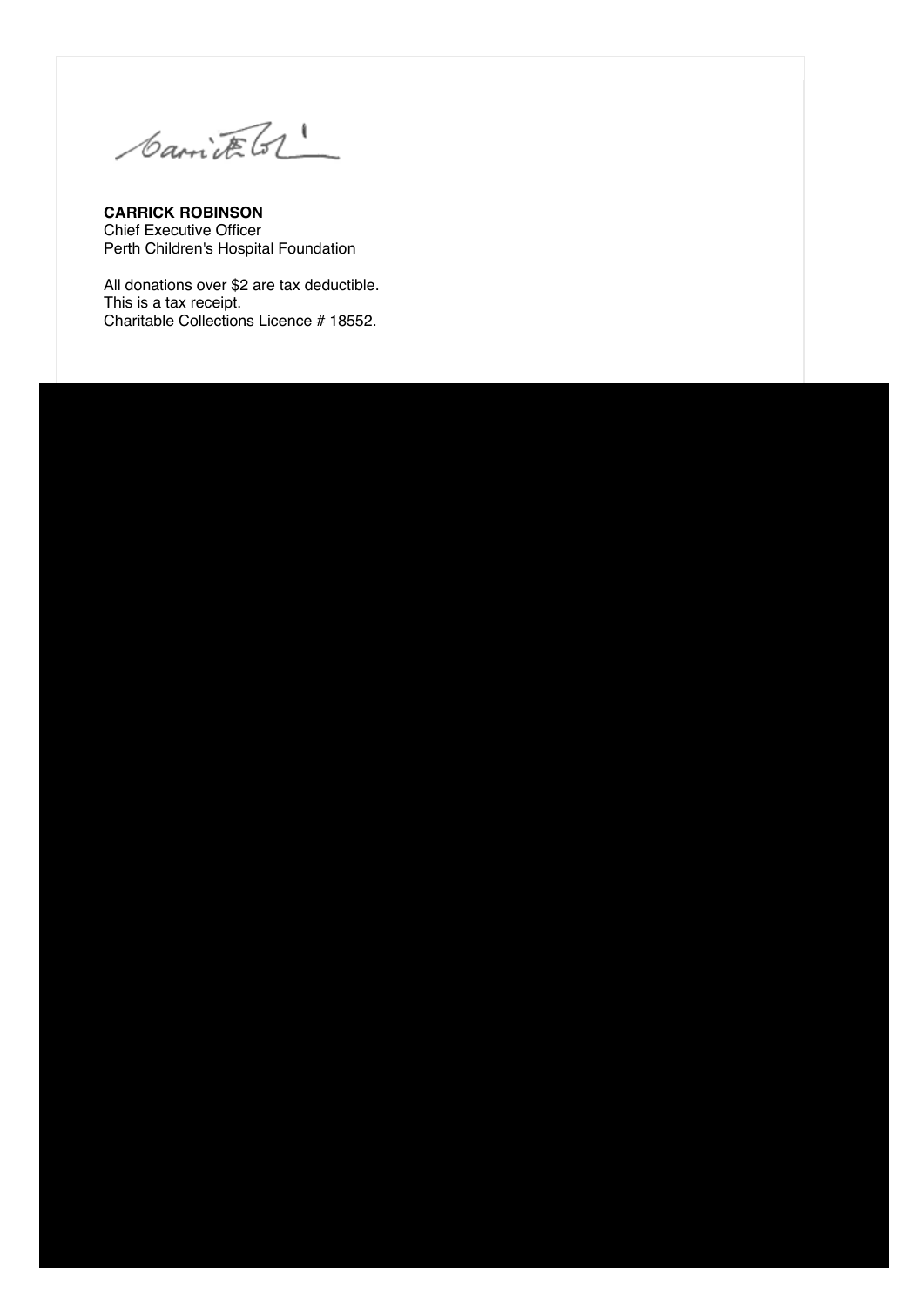**CARRICK ROBINSON**
Chief Executive Officer
Perth Children's Hospital Foundation

All donations over $2 are tax deductible.
This is a tax receipt.
Charitable Collections Licence # 18552.